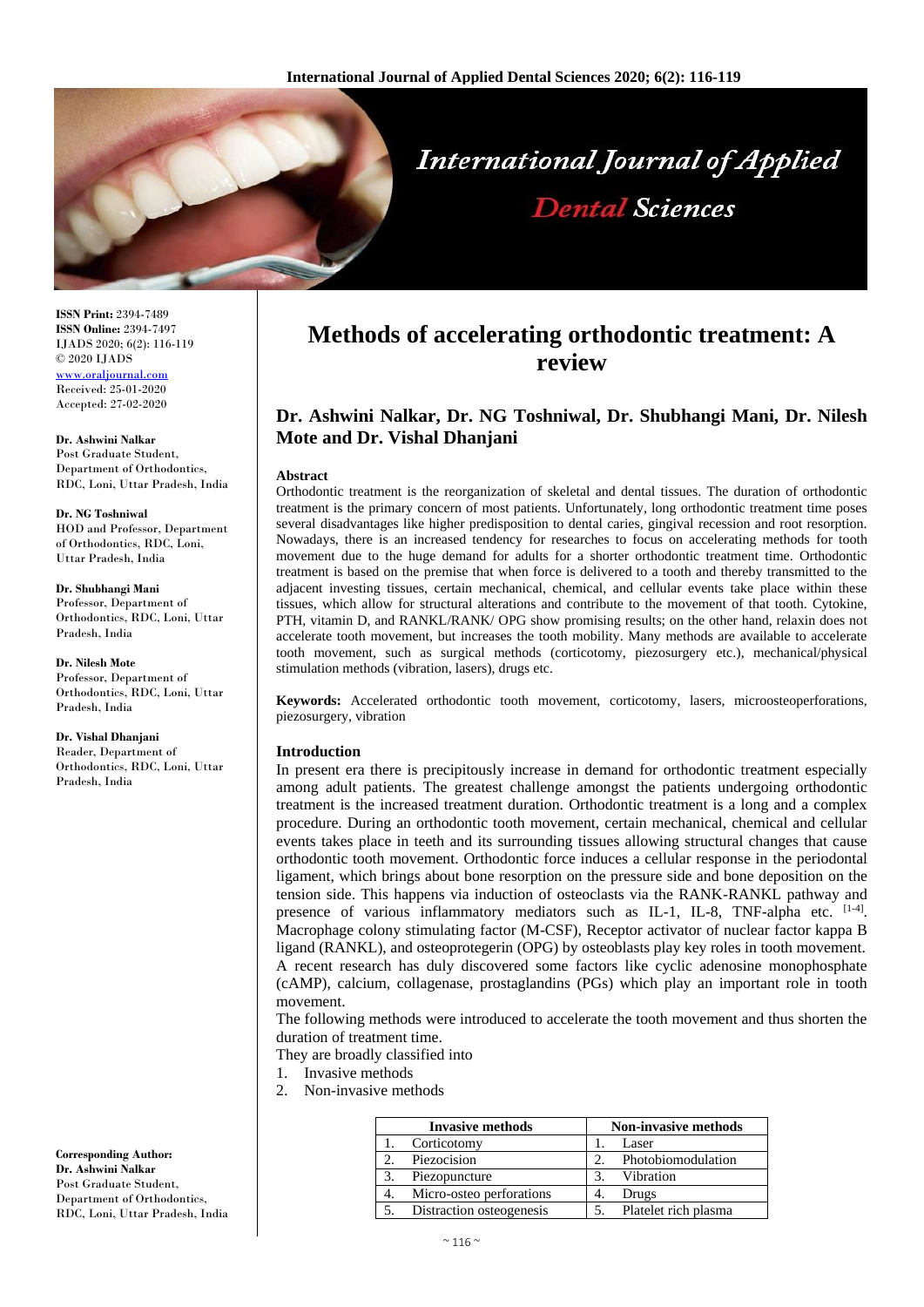# Methods of accelerating orthodontic treatment: A review

**Dr. Ashwini Nalkar, Dr. NG Toshniwal, Dr. Shubhangi Mani, Dr. Nilesh Mote and Dr. Vishal Dhanjani**

**ISSN Print:** 2394-7489
**ISSN Online:** 2394-7497
IJADS 2020; 6(2): 116-119
© 2020 IJADS
www.oraljournal.com
Received: 25-01-2020
Accepted: 27-02-2020

**Dr. Ashwini Nalkar**
Post Graduate Student, Department of Orthodontics, RDC, Loni, Uttar Pradesh, India

**Dr. NG Toshniwal**
HOD and Professor, Department of Orthodontics, RDC, Loni, Uttar Pradesh, India

**Dr. Shubhangi Mani**
Professor, Department of Orthodontics, RDC, Loni, Uttar Pradesh, India

**Dr. Nilesh Mote**
Professor, Department of Orthodontics, RDC, Loni, Uttar Pradesh, India

**Dr. Vishal Dhanjani**
Reader, Department of Orthodontics, RDC, Loni, Uttar Pradesh, India

**Corresponding Author:**
**Dr. Ashwini Nalkar**
Post Graduate Student, Department of Orthodontics, RDC, Loni, Uttar Pradesh, India

### Abstract

Orthodontic treatment is the reorganization of skeletal and dental tissues. The duration of orthodontic treatment is the primary concern of most patients. Unfortunately, long orthodontic treatment time poses several disadvantages like higher predisposition to dental caries, gingival recession and root resorption. Nowadays, there is an increased tendency for researches to focus on accelerating methods for tooth movement due to the huge demand for adults for a shorter orthodontic treatment time. Orthodontic treatment is based on the premise that when force is delivered to a tooth and thereby transmitted to the adjacent investing tissues, certain mechanical, chemical, and cellular events take place within these tissues, which allow for structural alterations and contribute to the movement of that tooth. Cytokine, PTH, vitamin D, and RANKL/RANK/ OPG show promising results; on the other hand, relaxin does not accelerate tooth movement, but increases the tooth mobility. Many methods are available to accelerate tooth movement, such as surgical methods (corticotomy, piezosurgery etc.), mechanical/physical stimulation methods (vibration, lasers), drugs etc.

**Keywords:** Accelerated orthodontic tooth movement, corticotomy, lasers, microosteoperforations, piezosurgery, vibration

### Introduction

In present era there is precipitously increase in demand for orthodontic treatment especially among adult patients. The greatest challenge amongst the patients undergoing orthodontic treatment is the increased treatment duration. Orthodontic treatment is a long and a complex procedure. During an orthodontic tooth movement, certain mechanical, chemical and cellular events takes place in teeth and its surrounding tissues allowing structural changes that cause orthodontic tooth movement. Orthodontic force induces a cellular response in the periodontal ligament, which brings about bone resorption on the pressure side and bone deposition on the tension side. This happens via induction of osteoclasts via the RANK-RANKL pathway and presence of various inflammatory mediators such as IL-1, IL-8, TNF-alpha etc. [1-4]. Macrophage colony stimulating factor (M-CSF), Receptor activator of nuclear factor kappa B ligand (RANKL), and osteoprotegerin (OPG) by osteoblasts play key roles in tooth movement. A recent research has duly discovered some factors like cyclic adenosine monophosphate (cAMP), calcium, collagenase, prostaglandins (PGs) which play an important role in tooth movement.

The following methods were introduced to accelerate the tooth movement and thus shorten the duration of treatment time.

They are broadly classified into

1. Invasive methods
2. Non-invasive methods

| Invasive methods | Non-invasive methods |
|---|---|
| 1. Corticotomy | 1. Laser |
| 2. Piezocision | 2. Photobiomodulation |
| 3. Piezopuncture | 3. Vibration |
| 4. Micro-osteo perforations | 4. Drugs |
| 5. Distraction osteogenesis | 5. Platelet rich plasma |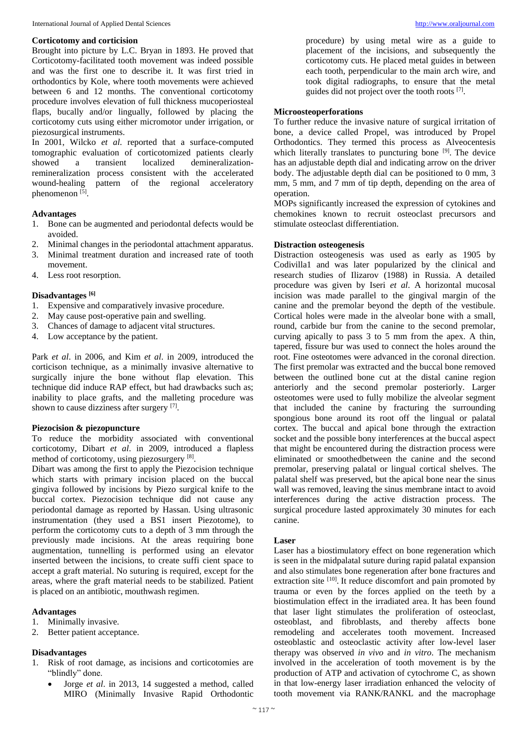### Corticotomy and corticision

Brought into picture by L.C. Bryan in 1893. He proved that Corticotomy-facilitated tooth movement was indeed possible and was the first one to describe it. It was first tried in orthodontics by Kole, where tooth movements were achieved between 6 and 12 months. The conventional corticotomy procedure involves elevation of full thickness mucoperiosteal flaps, bucally and/or lingually, followed by placing the corticotomy cuts using either micromotor under irrigation, or piezosurgical instruments.

In 2001, Wilcko *et al.* reported that a surface-computed tomographic evaluation of corticotomized patients clearly showed a transient localized demineralization-remineralization process consistent with the accelerated wound-healing pattern of the regional acceleratory phenomenon [5].

#### Advantages

1. Bone can be augmented and periodontal defects would be avoided.
2. Minimal changes in the periodontal attachment apparatus.
3. Minimal treatment duration and increased rate of tooth movement.
4. Less root resorption.

#### Disadvantages [6]

1. Expensive and comparatively invasive procedure.
2. May cause post-operative pain and swelling.
3. Chances of damage to adjacent vital structures.
4. Low acceptance by the patient.

Park *et al*. in 2006, and Kim *et al*. in 2009, introduced the corticison technique, as a minimally invasive alternative to surgically injure the bone without flap elevation. This technique did induce RAP effect, but had drawbacks such as; inability to place grafts, and the malleting procedure was shown to cause dizziness after surgery [7].

### Piezocision & piezopuncture

To reduce the morbidity associated with conventional corticotomy, Dibart *et al*. in 2009, introduced a flapless method of corticotomy, using piezosurgery [8].

Dibart was among the first to apply the Piezocision technique which starts with primary incision placed on the buccal gingiva followed by incisions by Piezo surgical knife to the buccal cortex. Piezocision technique did not cause any periodontal damage as reported by Hassan. Using ultrasonic instrumentation (they used a BS1 insert Piezotome), to perform the corticotomy cuts to a depth of 3 mm through the previously made incisions. At the areas requiring bone augmentation, tunnelling is performed using an elevator inserted between the incisions, to create suffi cient space to accept a graft material. No suturing is required, except for the areas, where the graft material needs to be stabilized. Patient is placed on an antibiotic, mouthwash regimen.

#### Advantages

1. Minimally invasive.
2. Better patient acceptance.

#### Disadvantages

1. Risk of root damage, as incisions and corticotomies are "blindly" done.
   - Jorge *et al*. in 2013, 14 suggested a method, called MIRO (Minimally Invasive Rapid Orthodontic procedure) by using metal wire as a guide to placement of the incisions, and subsequently the corticotomy cuts. He placed metal guides in between each tooth, perpendicular to the main arch wire, and took digital radiographs, to ensure that the metal guides did not project over the tooth roots [7].

### Microosteoperforations

To further reduce the invasive nature of surgical irritation of bone, a device called Propel, was introduced by Propel Orthodontics. They termed this process as Alveocentesis which literally translates to puncturing bone [9]. The device has an adjustable depth dial and indicating arrow on the driver body. The adjustable depth dial can be positioned to 0 mm, 3 mm, 5 mm, and 7 mm of tip depth, depending on the area of operation.

MOPs significantly increased the expression of cytokines and chemokines known to recruit osteoclast precursors and stimulate osteoclast differentiation.

### Distraction osteogenesis

Distraction osteogenesis was used as early as 1905 by Codivilla1 and was later popularized by the clinical and research studies of Ilizarov (1988) in Russia. A detailed procedure was given by Iseri *et al*. A horizontal mucosal incision was made parallel to the gingival margin of the canine and the premolar beyond the depth of the vestibule. Cortical holes were made in the alveolar bone with a small, round, carbide bur from the canine to the second premolar, curving apically to pass 3 to 5 mm from the apex. A thin, tapered, fissure bur was used to connect the holes around the root. Fine osteotomes were advanced in the coronal direction. The first premolar was extracted and the buccal bone removed between the outlined bone cut at the distal canine region anteriorly and the second premolar posteriorly. Larger osteotomes were used to fully mobilize the alveolar segment that included the canine by fracturing the surrounding spongious bone around its root off the lingual or palatal cortex. The buccal and apical bone through the extraction socket and the possible bony interferences at the buccal aspect that might be encountered during the distraction process were eliminated or smoothedbetween the canine and the second premolar, preserving palatal or lingual cortical shelves. The palatal shelf was preserved, but the apical bone near the sinus wall was removed, leaving the sinus membrane intact to avoid interferences during the active distraction process. The surgical procedure lasted approximately 30 minutes for each canine.

### Laser

Laser has a biostimulatory effect on bone regeneration which is seen in the midpalatal suture during rapid palatal expansion and also stimulates bone regeneration after bone fractures and extraction site [10]. It reduce discomfort and pain promoted by trauma or even by the forces applied on the teeth by a biostimulation effect in the irradiated area. It has been found that laser light stimulates the proliferation of osteoclast, osteoblast, and fibroblasts, and thereby affects bone remodeling and accelerates tooth movement. Increased osteoblastic and osteoclastic activity after low-level laser therapy was observed *in vivo* and *in vitro*. The mechanism involved in the acceleration of tooth movement is by the production of ATP and activation of cytochrome C, as shown in that low-energy laser irradiation enhanced the velocity of tooth movement via RANK/RANKL and the macrophage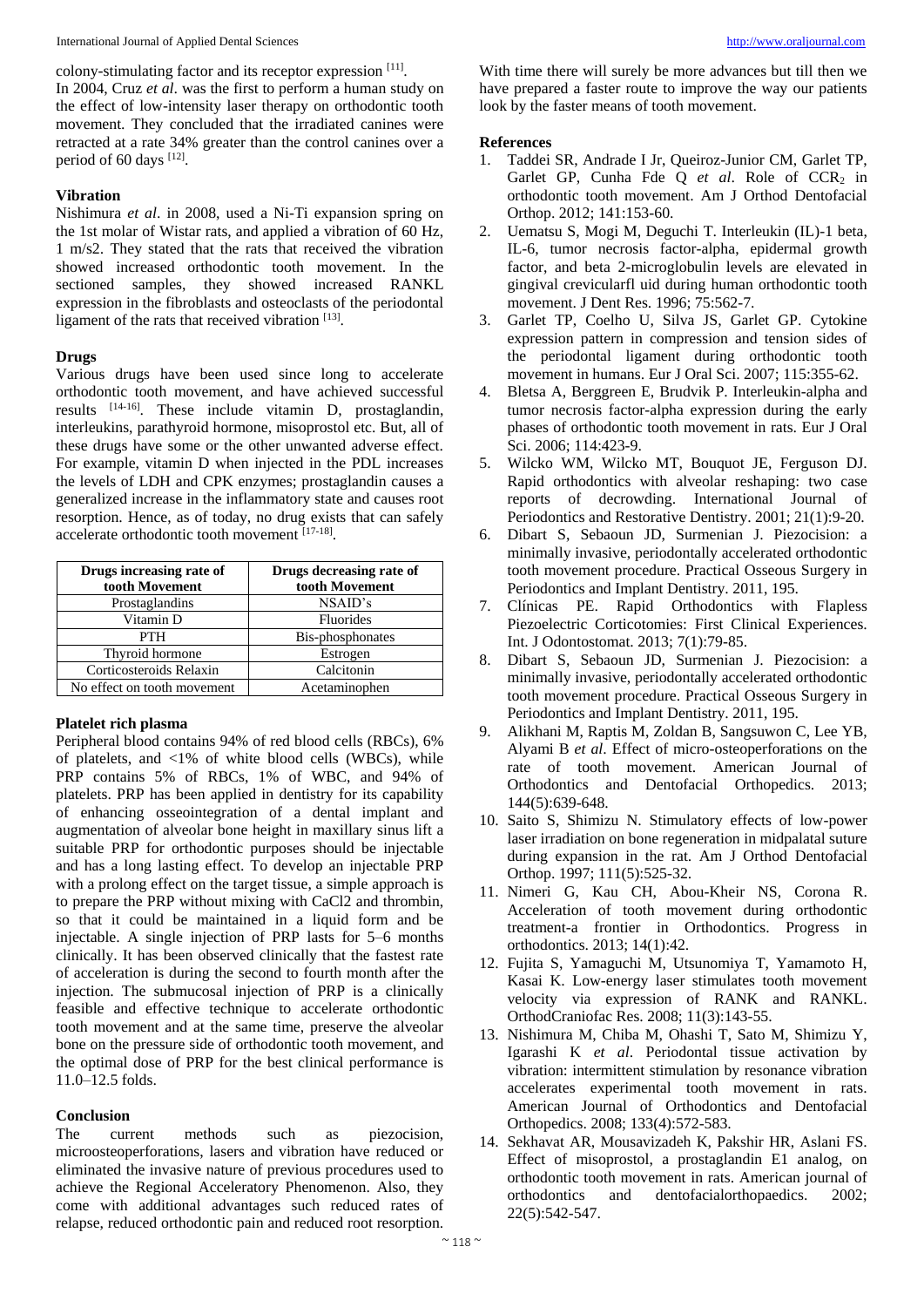colony-stimulating factor and its receptor expression [11].

In 2004, Cruz *et al*. was the first to perform a human study on the effect of low-intensity laser therapy on orthodontic tooth movement. They concluded that the irradiated canines were retracted at a rate 34% greater than the control canines over a period of 60 days [12].

### Vibration

Nishimura *et al*. in 2008, used a Ni-Ti expansion spring on the 1st molar of Wistar rats, and applied a vibration of 60 Hz, 1 m/s2. They stated that the rats that received the vibration showed increased orthodontic tooth movement. In the sectioned samples, they showed increased RANKL expression in the fibroblasts and osteoclasts of the periodontal ligament of the rats that received vibration [13].

### Drugs

Various drugs have been used since long to accelerate orthodontic tooth movement, and have achieved successful results [14-16]. These include vitamin D, prostaglandin, interleukins, parathyroid hormone, misoprostol etc. But, all of these drugs have some or the other unwanted adverse effect. For example, vitamin D when injected in the PDL increases the levels of LDH and CPK enzymes; prostaglandin causes a generalized increase in the inflammatory state and causes root resorption. Hence, as of today, no drug exists that can safely accelerate orthodontic tooth movement [17-18].

| Drugs increasing rate of tooth Movement | Drugs decreasing rate of tooth Movement |
|---|---|
| Prostaglandins | NSAID's |
| Vitamin D | Fluorides |
| PTH | Bis-phosphonates |
| Thyroid hormone | Estrogen |
| Corticosteroids Relaxin | Calcitonin |
| No effect on tooth movement | Acetaminophen |

### Platelet rich plasma

Peripheral blood contains 94% of red blood cells (RBCs), 6% of platelets, and <1% of white blood cells (WBCs), while PRP contains 5% of RBCs, 1% of WBC, and 94% of platelets. PRP has been applied in dentistry for its capability of enhancing osseointegration of a dental implant and augmentation of alveolar bone height in maxillary sinus lift a suitable PRP for orthodontic purposes should be injectable and has a long lasting effect. To develop an injectable PRP with a prolong effect on the target tissue, a simple approach is to prepare the PRP without mixing with CaCl2 and thrombin, so that it could be maintained in a liquid form and be injectable. A single injection of PRP lasts for 5–6 months clinically. It has been observed clinically that the fastest rate of acceleration is during the second to fourth month after the injection. The submucosal injection of PRP is a clinically feasible and effective technique to accelerate orthodontic tooth movement and at the same time, preserve the alveolar bone on the pressure side of orthodontic tooth movement, and the optimal dose of PRP for the best clinical performance is 11.0–12.5 folds.

### Conclusion

The current methods such as piezocision, microosteoperforations, lasers and vibration have reduced or eliminated the invasive nature of previous procedures used to achieve the Regional Acceleratory Phenomenon. Also, they come with additional advantages such reduced rates of relapse, reduced orthodontic pain and reduced root resorption. With time there will surely be more advances but till then we have prepared a faster route to improve the way our patients look by the faster means of tooth movement.

### References

1. Taddei SR, Andrade I Jr, Queiroz-Junior CM, Garlet TP, Garlet GP, Cunha Fde Q *et al*. Role of $CCR_2$ in orthodontic tooth movement. Am J Orthod Dentofacial Orthop. 2012; 141:153-60.
2. Uematsu S, Mogi M, Deguchi T. Interleukin (IL)-1 beta, IL-6, tumor necrosis factor-alpha, epidermal growth factor, and beta 2-microglobulin levels are elevated in gingival crevicularfl uid during human orthodontic tooth movement. J Dent Res. 1996; 75:562-7.
3. Garlet TP, Coelho U, Silva JS, Garlet GP. Cytokine expression pattern in compression and tension sides of the periodontal ligament during orthodontic tooth movement in humans. Eur J Oral Sci. 2007; 115:355-62.
4. Bletsa A, Berggreen E, Brudvik P. Interleukin-alpha and tumor necrosis factor-alpha expression during the early phases of orthodontic tooth movement in rats. Eur J Oral Sci. 2006; 114:423-9.
5. Wilcko WM, Wilcko MT, Bouquot JE, Ferguson DJ. Rapid orthodontics with alveolar reshaping: two case reports of decrowding. International Journal of Periodontics and Restorative Dentistry. 2001; 21(1):9-20.
6. Dibart S, Sebaoun JD, Surmenian J. Piezocision: a minimally invasive, periodontally accelerated orthodontic tooth movement procedure. Practical Osseous Surgery in Periodontics and Implant Dentistry. 2011, 195.
7. Clínicas PE. Rapid Orthodontics with Flapless Piezoelectric Corticotomies: First Clinical Experiences. Int. J Odontostomat. 2013; 7(1):79-85.
8. Dibart S, Sebaoun JD, Surmenian J. Piezocision: a minimally invasive, periodontally accelerated orthodontic tooth movement procedure. Practical Osseous Surgery in Periodontics and Implant Dentistry. 2011, 195.
9. Alikhani M, Raptis M, Zoldan B, Sangsuwon C, Lee YB, Alyami B *et al*. Effect of micro-osteoperforations on the rate of tooth movement. American Journal of Orthodontics and Dentofacial Orthopedics. 2013; 144(5):639-648.
10. Saito S, Shimizu N. Stimulatory effects of low-power laser irradiation on bone regeneration in midpalatal suture during expansion in the rat. Am J Orthod Dentofacial Orthop. 1997; 111(5):525-32.
11. Nimeri G, Kau CH, Abou-Kheir NS, Corona R. Acceleration of tooth movement during orthodontic treatment-a frontier in Orthodontics. Progress in orthodontics. 2013; 14(1):42.
12. Fujita S, Yamaguchi M, Utsunomiya T, Yamamoto H, Kasai K. Low-energy laser stimulates tooth movement velocity via expression of RANK and RANKL. OrthodCraniofac Res. 2008; 11(3):143-55.
13. Nishimura M, Chiba M, Ohashi T, Sato M, Shimizu Y, Igarashi K *et al*. Periodontal tissue activation by vibration: intermittent stimulation by resonance vibration accelerates experimental tooth movement in rats. American Journal of Orthodontics and Dentofacial Orthopedics. 2008; 133(4):572-583.
14. Sekhavat AR, Mousavizadeh K, Pakshir HR, Aslani FS. Effect of misoprostol, a prostaglandin E1 analog, on orthodontic tooth movement in rats. American journal of orthodontics and dentofacialorthopaedics. 2002; 22(5):542-547.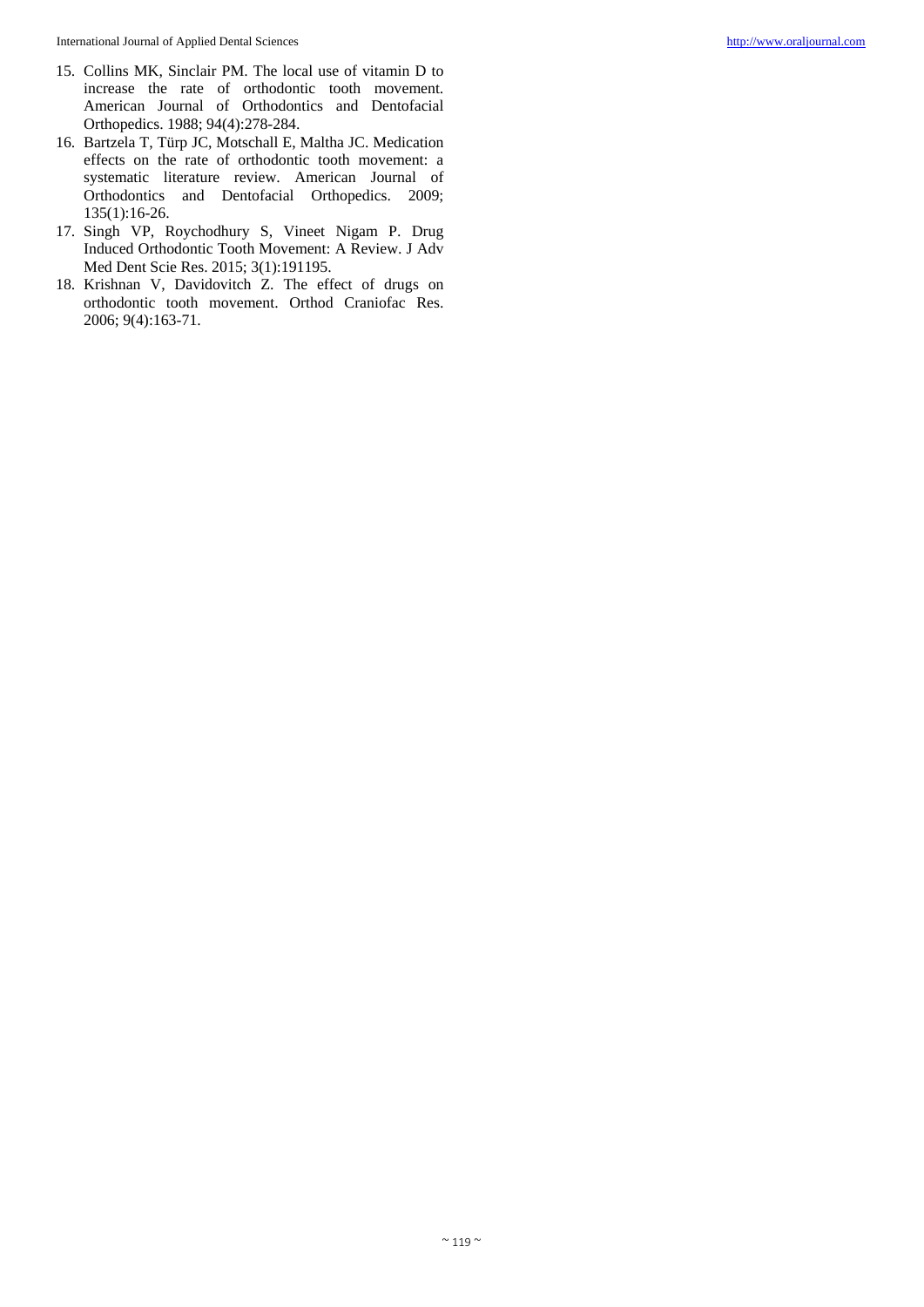15. Collins MK, Sinclair PM. The local use of vitamin D to increase the rate of orthodontic tooth movement. American Journal of Orthodontics and Dentofacial Orthopedics. 1988; 94(4):278-284.
16. Bartzela T, Türp JC, Motschall E, Maltha JC. Medication effects on the rate of orthodontic tooth movement: a systematic literature review. American Journal of Orthodontics and Dentofacial Orthopedics. 2009; 135(1):16-26.
17. Singh VP, Roychodhury S, Vineet Nigam P. Drug Induced Orthodontic Tooth Movement: A Review. J Adv Med Dent Scie Res. 2015; 3(1):191195.
18. Krishnan V, Davidovitch Z. The effect of drugs on orthodontic tooth movement. Orthod Craniofac Res. 2006; 9(4):163-71.